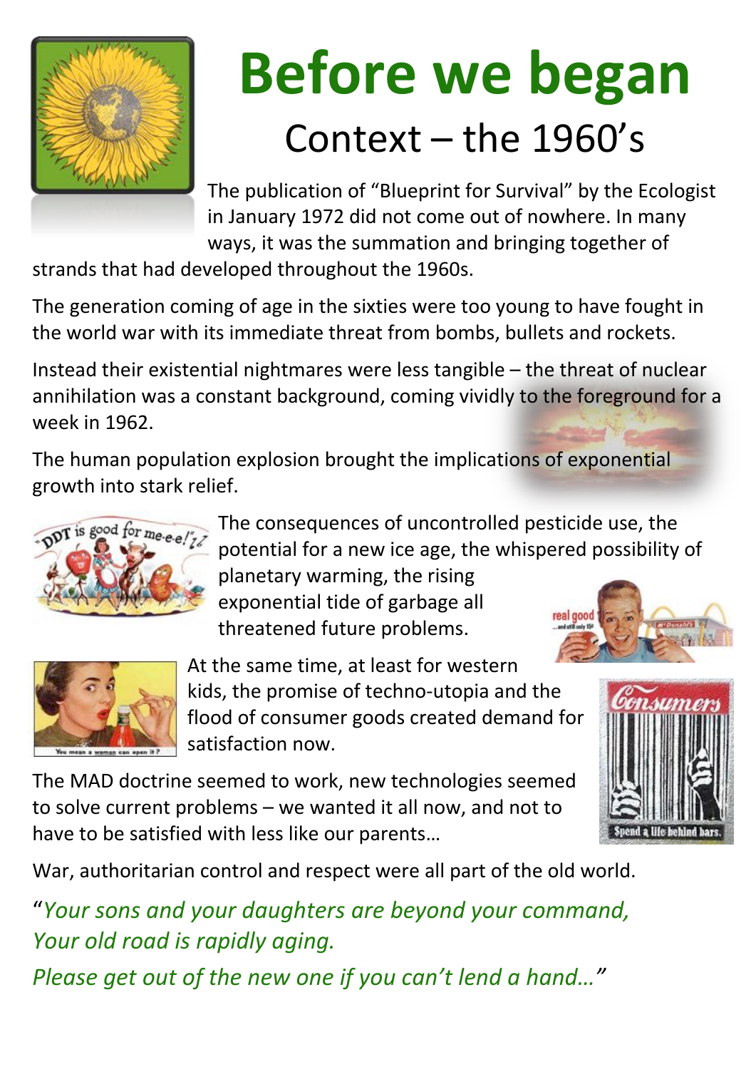# Before we began

## Context – the 1960's

The publication of "Blueprint for Survival" by the Ecologist in January 1972 did not come out of nowhere. In many ways, it was the summation and bringing together of strands that had developed throughout the 1960s.

The generation coming of age in the sixties were too young to have fought in the world war with its immediate threat from bombs, bullets and rockets.

Instead their existential nightmares were less tangible – the threat of nuclear annihilation was a constant background, coming vividly to the foreground for a week in 1962.

The human population explosion brought the implications of exponential growth into stark relief.

The consequences of uncontrolled pesticide use, the potential for a new ice age, the whispered possibility of planetary warming, the rising exponential tide of garbage all threatened future problems.

At the same time, at least for western kids, the promise of techno-utopia and the flood of consumer goods created demand for satisfaction now.

The MAD doctrine seemed to work, new technologies seemed to solve current problems – we wanted it all now, and not to have to be satisfied with less like our parents…

War, authoritarian control and respect were all part of the old world.

"*Your sons and your daughters are beyond your command,*
*Your old road is rapidly aging.*
*Please get out of the new one if you can't lend a hand…*"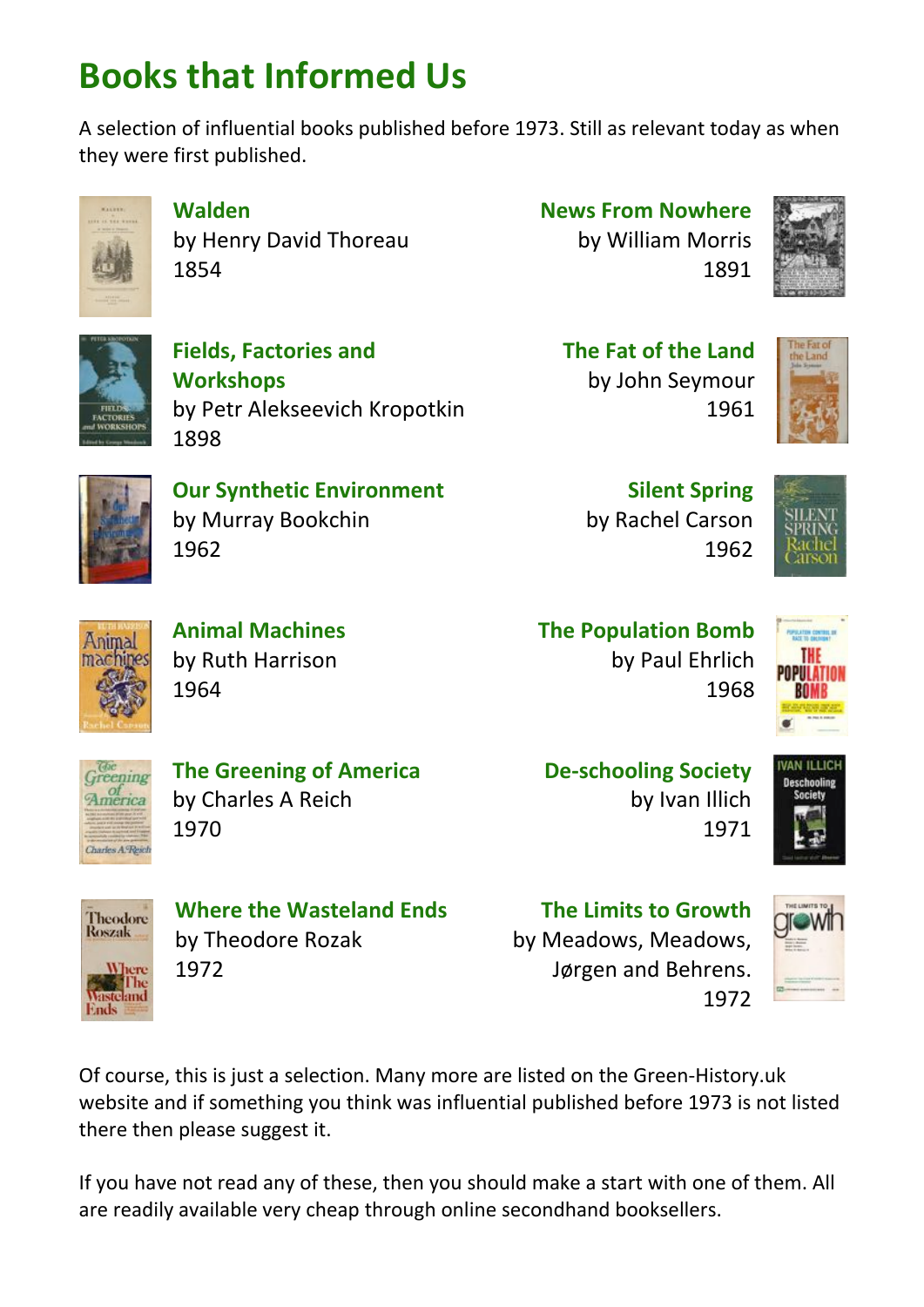# Books that Informed Us

A selection of influential books published before 1973. Still as relevant today as when they were first published.

**Walden**
by Henry David Thoreau
1854

**News From Nowhere**
by William Morris
1891

**Fields, Factories and Workshops**
by Petr Alekseevich Kropotkin
1898

**The Fat of the Land**
by John Seymour
1961

**Our Synthetic Environment**
by Murray Bookchin
1962

**Silent Spring**
by Rachel Carson
1962

**Animal Machines**
by Ruth Harrison
1964

**The Population Bomb**
by Paul Ehrlich
1968

**The Greening of America**
by Charles A Reich
1970

**De-schooling Society**
by Ivan Illich
1971

**Where the Wasteland Ends**
by Theodore Rozak
1972

**The Limits to Growth**
by Meadows, Meadows, Jørgen and Behrens.
1972

Of course, this is just a selection. Many more are listed on the Green-History.uk website and if something you think was influential published before 1973 is not listed there then please suggest it.

If you have not read any of these, then you should make a start with one of them. All are readily available very cheap through online secondhand booksellers.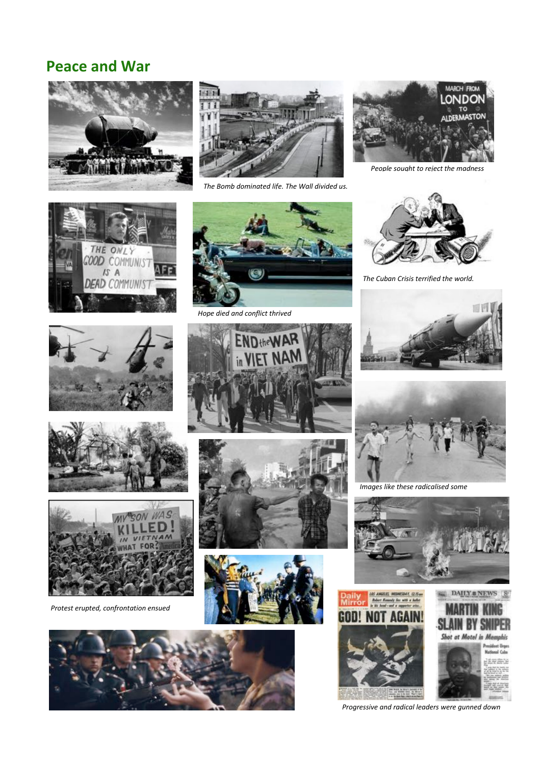## Peace and War

*The Bomb dominated life. The Wall divided us.*

*People sought to reject the madness*

*Hope died and conflict thrived*

*The Cuban Crisis terrified the world.*

*Images like these radicalised some*

*Protest erupted, confrontation ensued*

*Progressive and radical leaders were gunned down*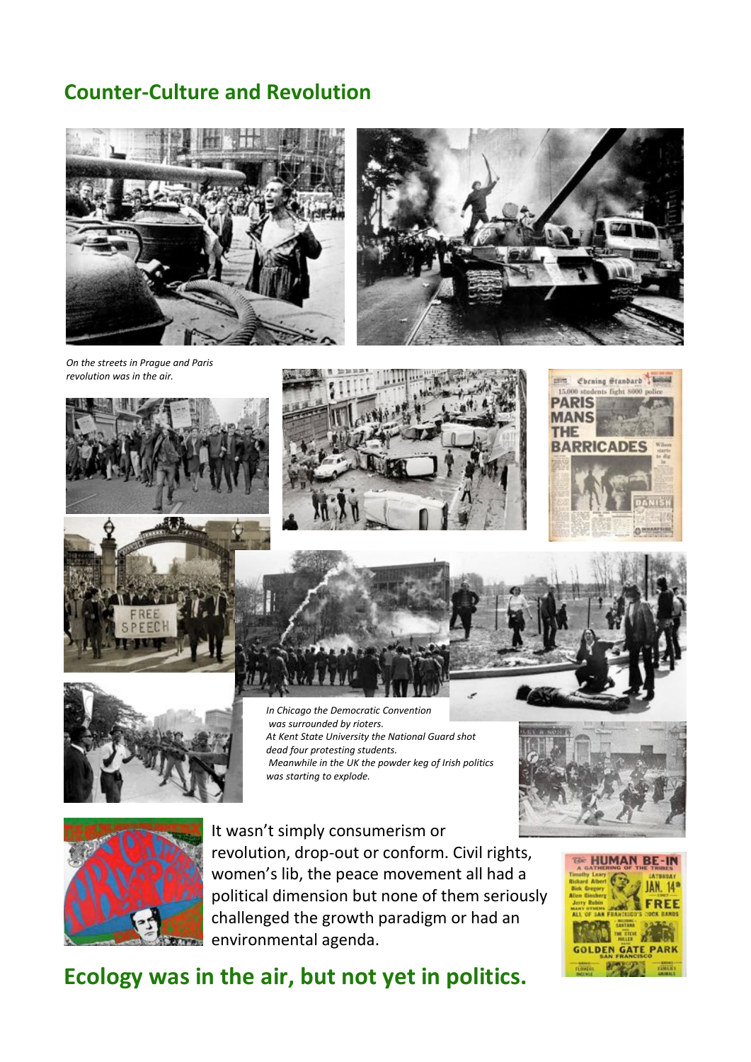## Counter-Culture and Revolution

*On the streets in Prague and Paris revolution was in the air.*

*In Chicago the Democratic Convention was surrounded by rioters.*
*At Kent State University the National Guard shot dead four protesting students.*
*Meanwhile in the UK the powder keg of Irish politics was starting to explode.*

It wasn't simply consumerism or revolution, drop-out or conform. Civil rights, women's lib, the peace movement all had a political dimension but none of them seriously challenged the growth paradigm or had an environmental agenda.

## Ecology was in the air, but not yet in politics.